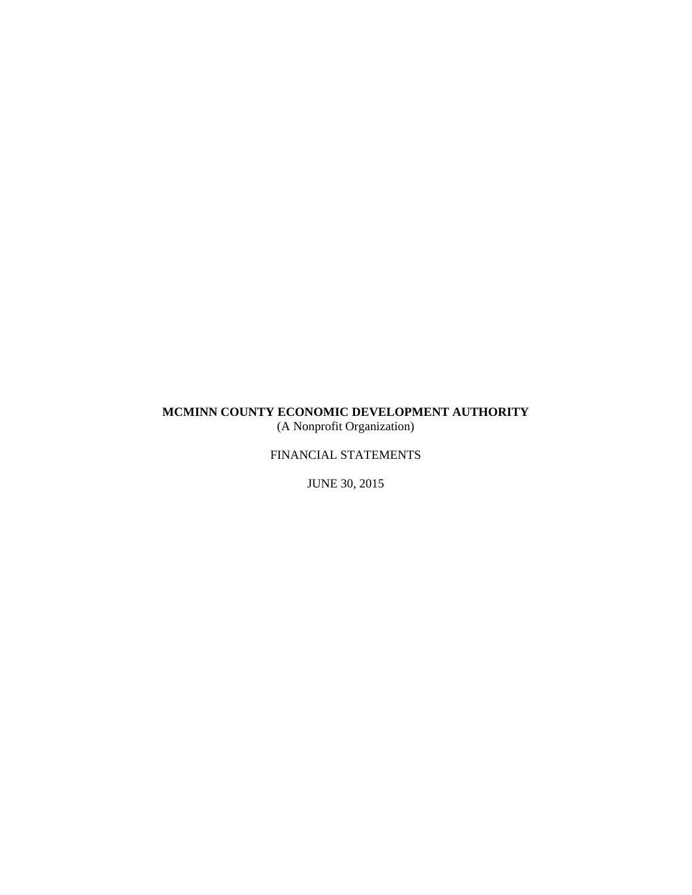# MCMINN COUNTY ECONOMIC DEVELOPMENT AUTHORITY

(A Nonprofit Organization)

FINANCIAL STATEMENTS

JUNE 30, 2015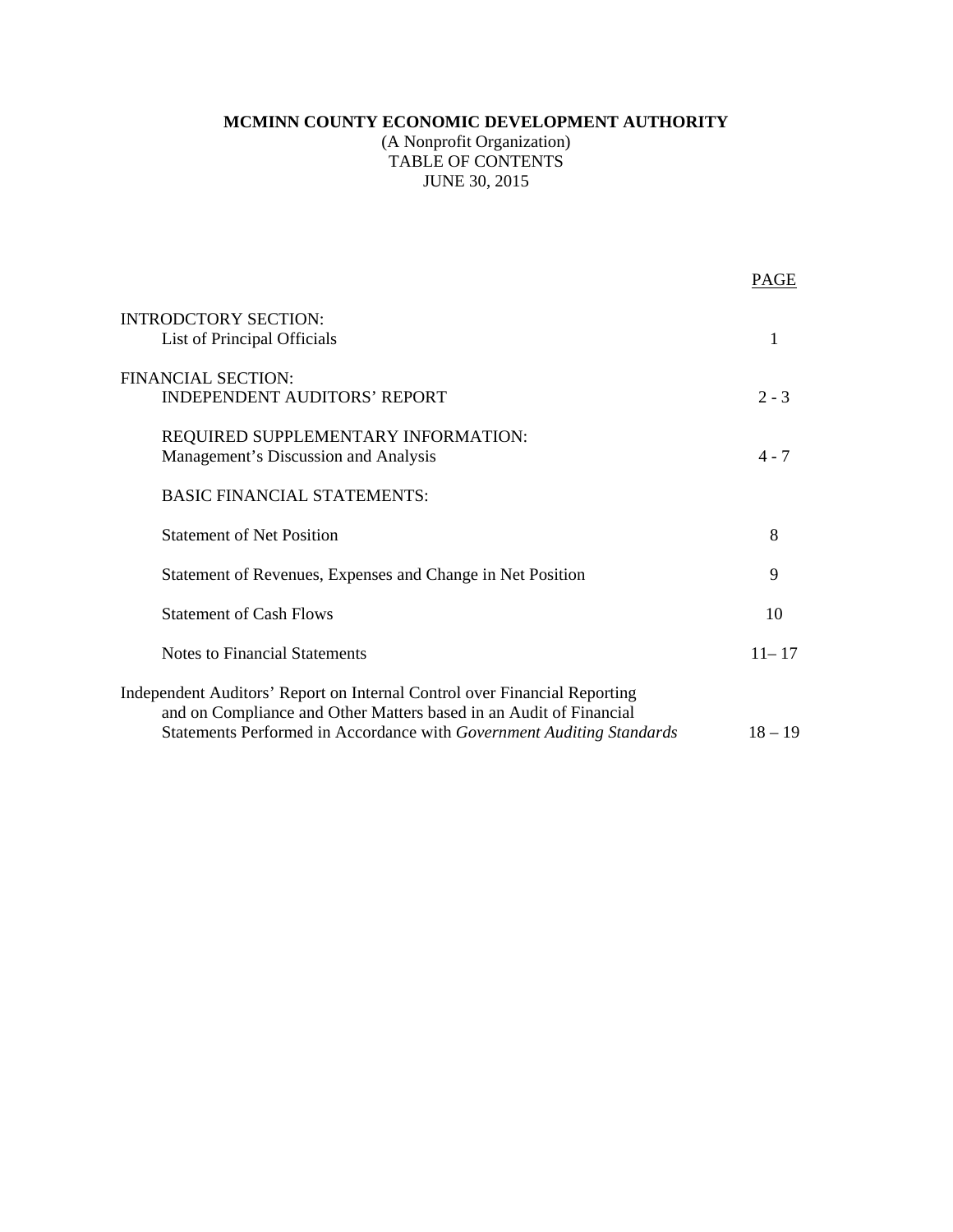**MCMINN COUNTY ECONOMIC DEVELOPMENT AUTHORITY**
(A Nonprofit Organization)
TABLE OF CONTENTS
JUNE 30, 2015

| | PAGE |
|---|---|
| INTRODCTORY SECTION: | |
| List of Principal Officials | 1 |
| FINANCIAL SECTION: | |
| INDEPENDENT AUDITORS' REPORT | 2 - 3 |
| REQUIRED SUPPLEMENTARY INFORMATION: | |
| Management's Discussion and Analysis | 4 - 7 |
| BASIC FINANCIAL STATEMENTS: | |
| Statement of Net Position | 8 |
| Statement of Revenues, Expenses and Change in Net Position | 9 |
| Statement of Cash Flows | 10 |
| Notes to Financial Statements | 11– 17 |
| Independent Auditors' Report on Internal Control over Financial Reporting and on Compliance and Other Matters based in an Audit of Financial Statements Performed in Accordance with *Government Auditing Standards* | 18 – 19 |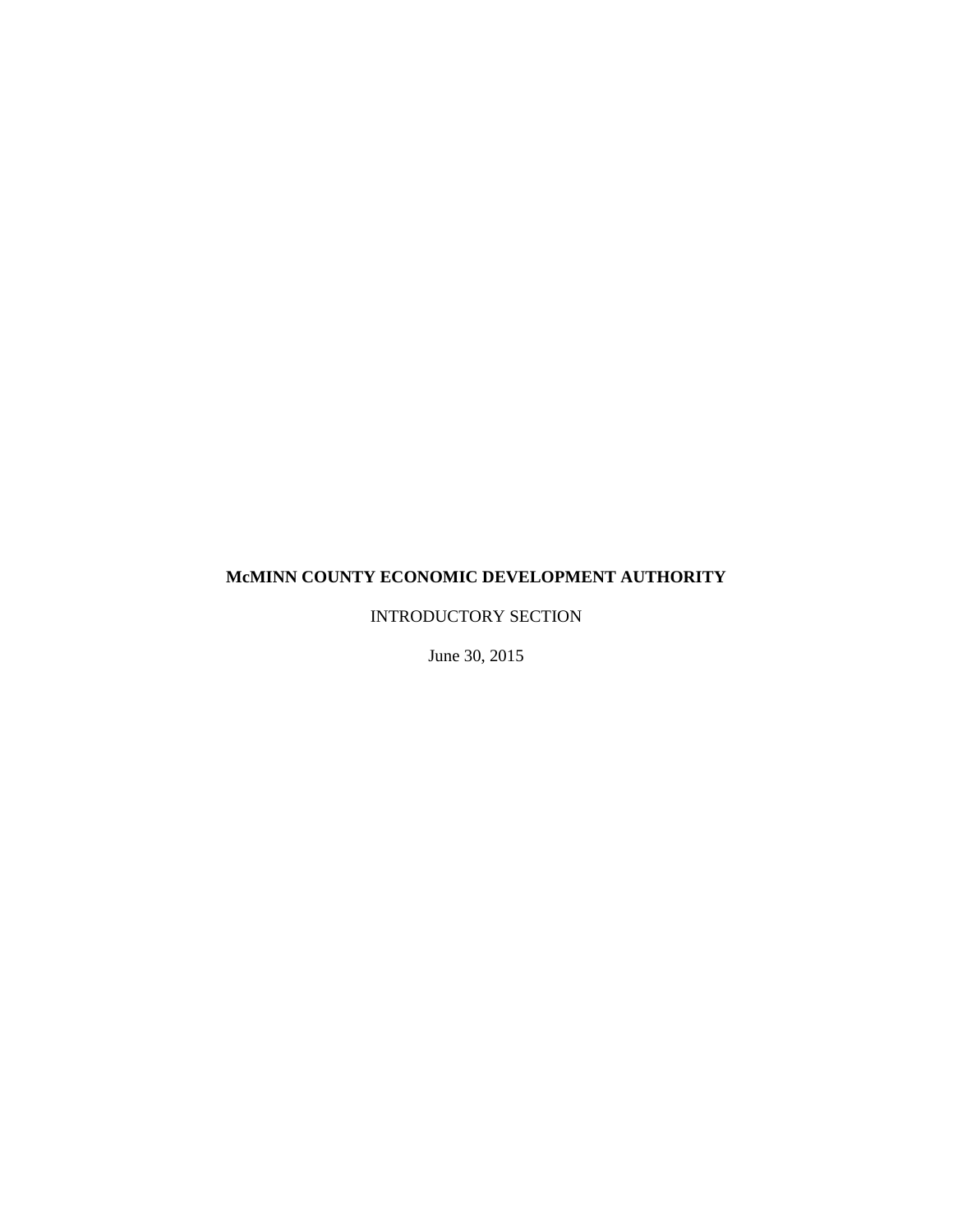**McMINN COUNTY ECONOMIC DEVELOPMENT AUTHORITY**

INTRODUCTORY SECTION

June 30, 2015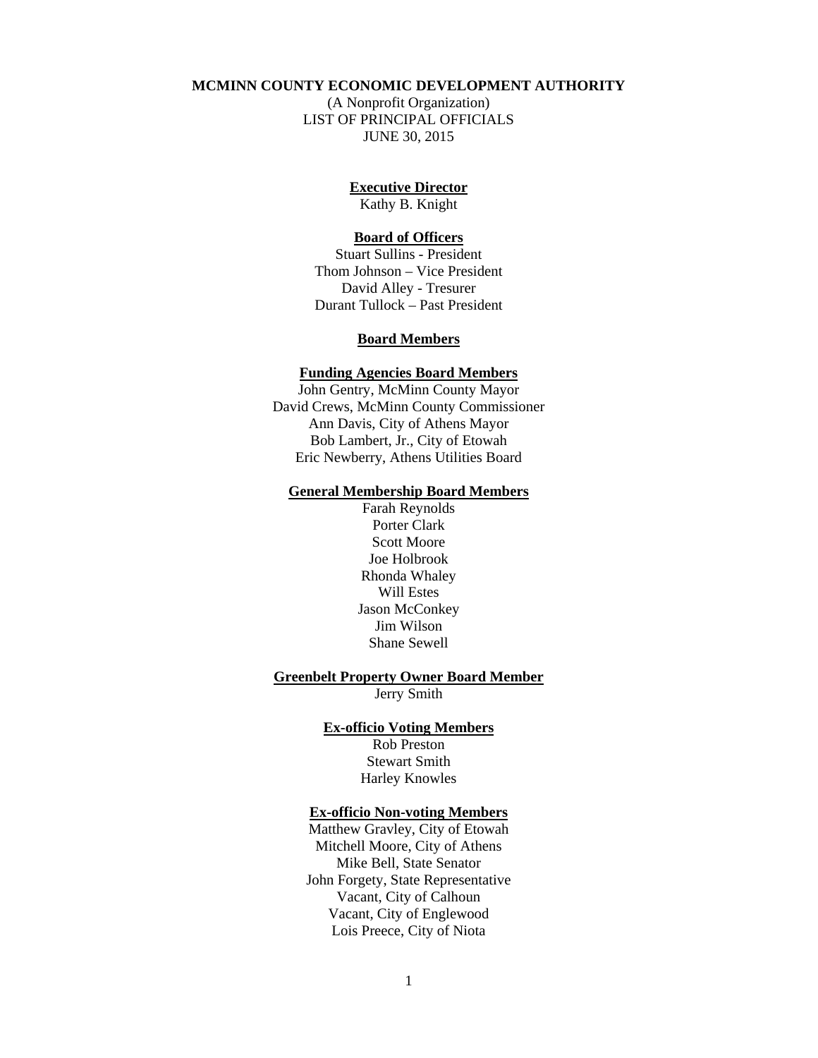**MCMINN COUNTY ECONOMIC DEVELOPMENT AUTHORITY**
(A Nonprofit Organization)
LIST OF PRINCIPAL OFFICIALS
JUNE 30, 2015

**Executive Director**
Kathy B. Knight

**Board of Officers**
Stuart Sullins - President
Thom Johnson – Vice President
David Alley - Tresurer
Durant Tullock – Past President

**Board Members**

**Funding Agencies Board Members**
John Gentry, McMinn County Mayor
David Crews, McMinn County Commissioner
Ann Davis, City of Athens Mayor
Bob Lambert, Jr., City of Etowah
Eric Newberry, Athens Utilities Board

**General Membership Board Members**
Farah Reynolds
Porter Clark
Scott Moore
Joe Holbrook
Rhonda Whaley
Will Estes
Jason McConkey
Jim Wilson
Shane Sewell

**Greenbelt Property Owner Board Member**
Jerry Smith

**Ex-officio Voting Members**
Rob Preston
Stewart Smith
Harley Knowles

**Ex-officio Non-voting Members**
Matthew Gravley, City of Etowah
Mitchell Moore, City of Athens
Mike Bell, State Senator
John Forgety, State Representative
Vacant, City of Calhoun
Vacant, City of Englewood
Lois Preece, City of Niota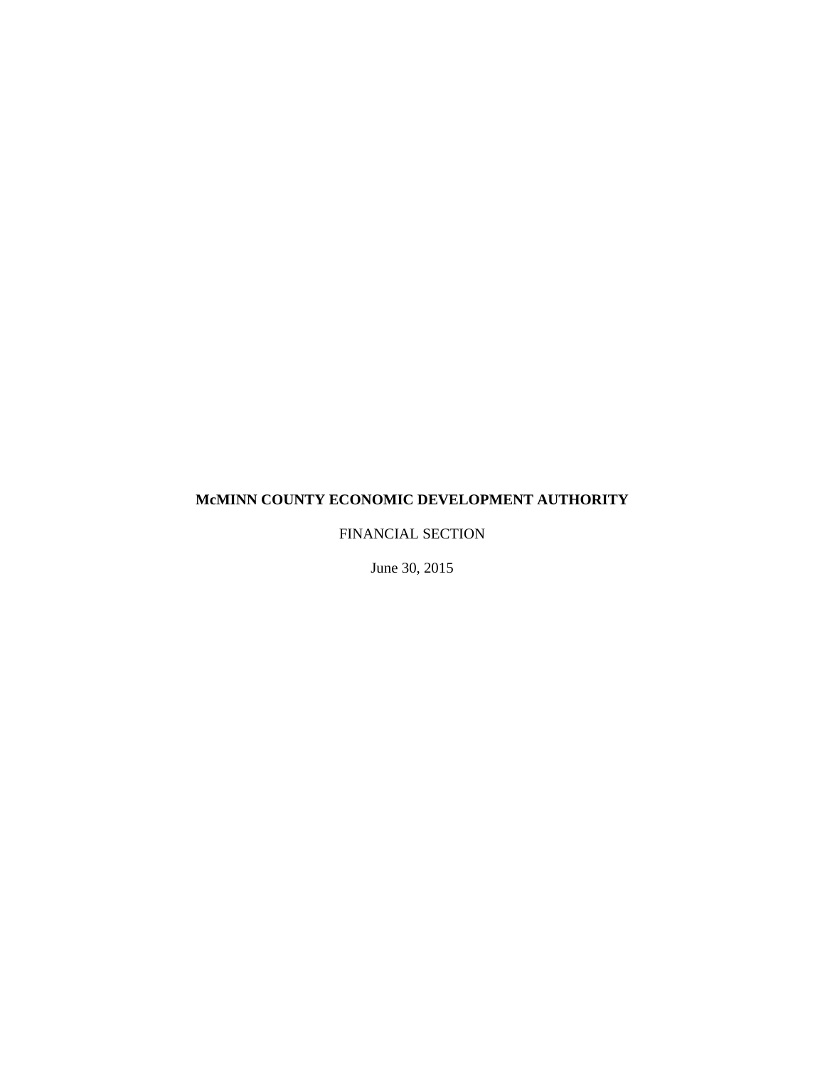**McMINN COUNTY ECONOMIC DEVELOPMENT AUTHORITY**

FINANCIAL SECTION

June 30, 2015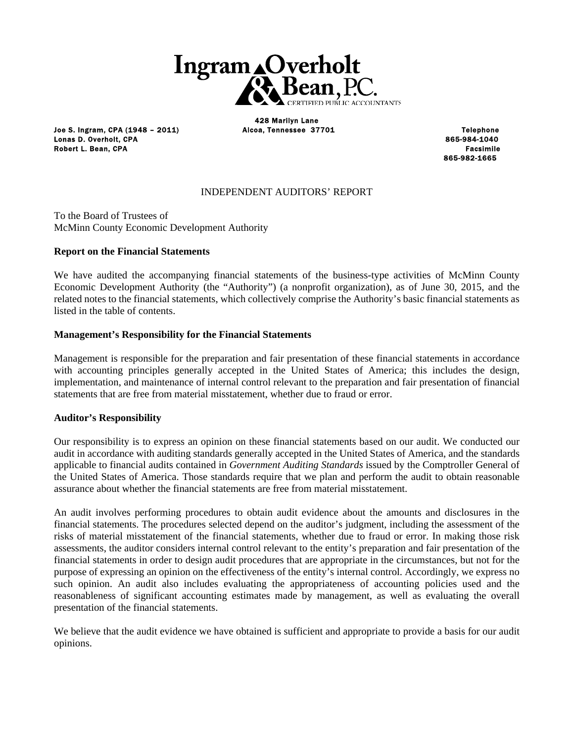**Ingram Overholt & Bean, P.C.**
CERTIFIED PUBLIC ACCOUNTANTS

Joe S. Ingram, CPA (1948 – 2011)
Lonas D. Overholt, CPA
Robert L. Bean, CPA

428 Marilyn Lane
Alcoa, Tennessee 37701

Telephone
865-984-1040
Facsimile
865-982-1665

## INDEPENDENT AUDITORS' REPORT

To the Board of Trustees of
McMinn County Economic Development Authority

### Report on the Financial Statements

We have audited the accompanying financial statements of the business-type activities of McMinn County Economic Development Authority (the "Authority") (a nonprofit organization), as of June 30, 2015, and the related notes to the financial statements, which collectively comprise the Authority's basic financial statements as listed in the table of contents.

### Management's Responsibility for the Financial Statements

Management is responsible for the preparation and fair presentation of these financial statements in accordance with accounting principles generally accepted in the United States of America; this includes the design, implementation, and maintenance of internal control relevant to the preparation and fair presentation of financial statements that are free from material misstatement, whether due to fraud or error.

### Auditor's Responsibility

Our responsibility is to express an opinion on these financial statements based on our audit. We conducted our audit in accordance with auditing standards generally accepted in the United States of America, and the standards applicable to financial audits contained in *Government Auditing Standards* issued by the Comptroller General of the United States of America. Those standards require that we plan and perform the audit to obtain reasonable assurance about whether the financial statements are free from material misstatement.

An audit involves performing procedures to obtain audit evidence about the amounts and disclosures in the financial statements. The procedures selected depend on the auditor's judgment, including the assessment of the risks of material misstatement of the financial statements, whether due to fraud or error. In making those risk assessments, the auditor considers internal control relevant to the entity's preparation and fair presentation of the financial statements in order to design audit procedures that are appropriate in the circumstances, but not for the purpose of expressing an opinion on the effectiveness of the entity's internal control. Accordingly, we express no such opinion. An audit also includes evaluating the appropriateness of accounting policies used and the reasonableness of significant accounting estimates made by management, as well as evaluating the overall presentation of the financial statements.

We believe that the audit evidence we have obtained is sufficient and appropriate to provide a basis for our audit opinions.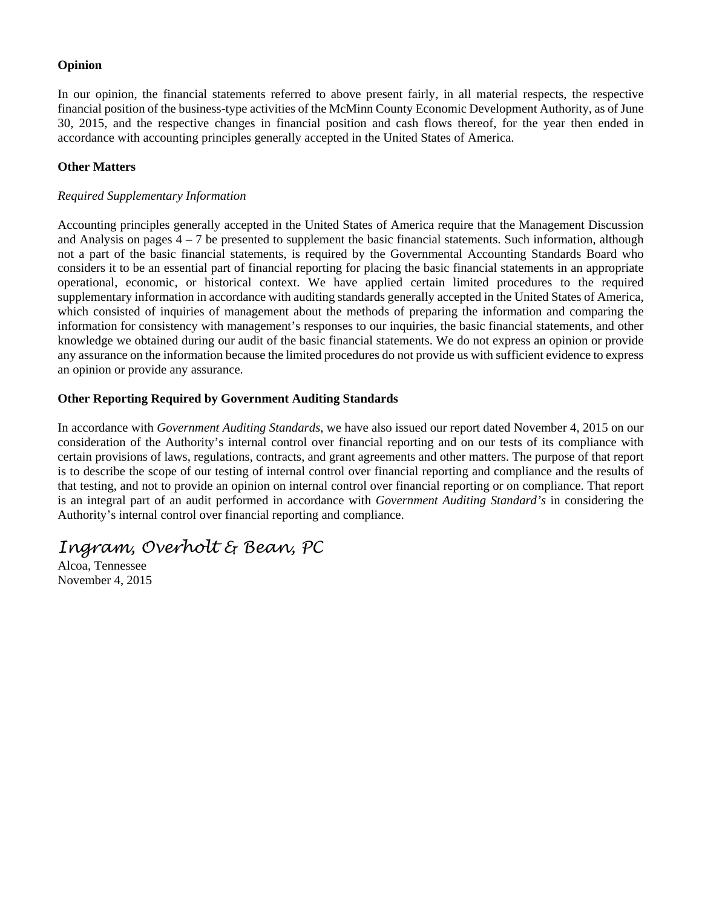**Opinion**

In our opinion, the financial statements referred to above present fairly, in all material respects, the respective financial position of the business-type activities of the McMinn County Economic Development Authority, as of June 30, 2015, and the respective changes in financial position and cash flows thereof, for the year then ended in accordance with accounting principles generally accepted in the United States of America.

**Other Matters**

*Required Supplementary Information*

Accounting principles generally accepted in the United States of America require that the Management Discussion and Analysis on pages 4 – 7 be presented to supplement the basic financial statements. Such information, although not a part of the basic financial statements, is required by the Governmental Accounting Standards Board who considers it to be an essential part of financial reporting for placing the basic financial statements in an appropriate operational, economic, or historical context. We have applied certain limited procedures to the required supplementary information in accordance with auditing standards generally accepted in the United States of America, which consisted of inquiries of management about the methods of preparing the information and comparing the information for consistency with management's responses to our inquiries, the basic financial statements, and other knowledge we obtained during our audit of the basic financial statements. We do not express an opinion or provide any assurance on the information because the limited procedures do not provide us with sufficient evidence to express an opinion or provide any assurance.

**Other Reporting Required by Government Auditing Standards**

In accordance with *Government Auditing Standards*, we have also issued our report dated November 4, 2015 on our consideration of the Authority's internal control over financial reporting and on our tests of its compliance with certain provisions of laws, regulations, contracts, and grant agreements and other matters. The purpose of that report is to describe the scope of our testing of internal control over financial reporting and compliance and the results of that testing, and not to provide an opinion on internal control over financial reporting or on compliance. That report is an integral part of an audit performed in accordance with *Government Auditing Standard's* in considering the Authority's internal control over financial reporting and compliance.

*Ingram, Overholt & Bean, PC*
Alcoa, Tennessee
November 4, 2015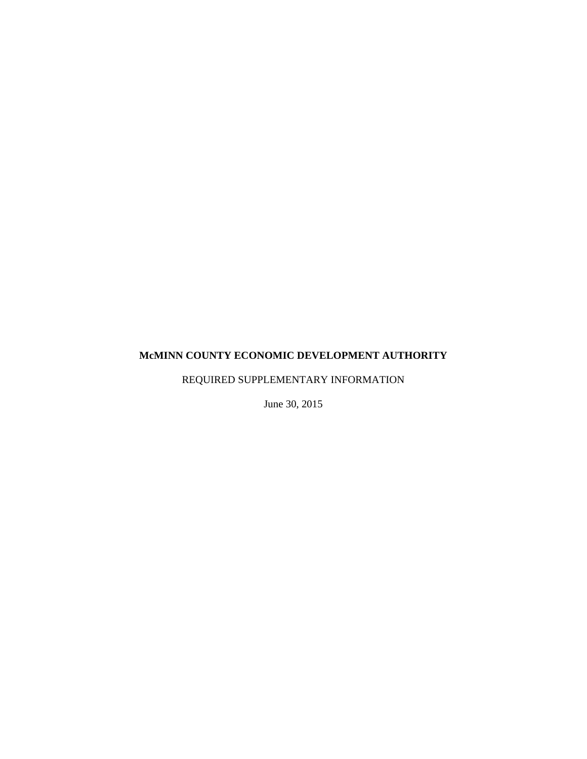**McMINN COUNTY ECONOMIC DEVELOPMENT AUTHORITY**

REQUIRED SUPPLEMENTARY INFORMATION

June 30, 2015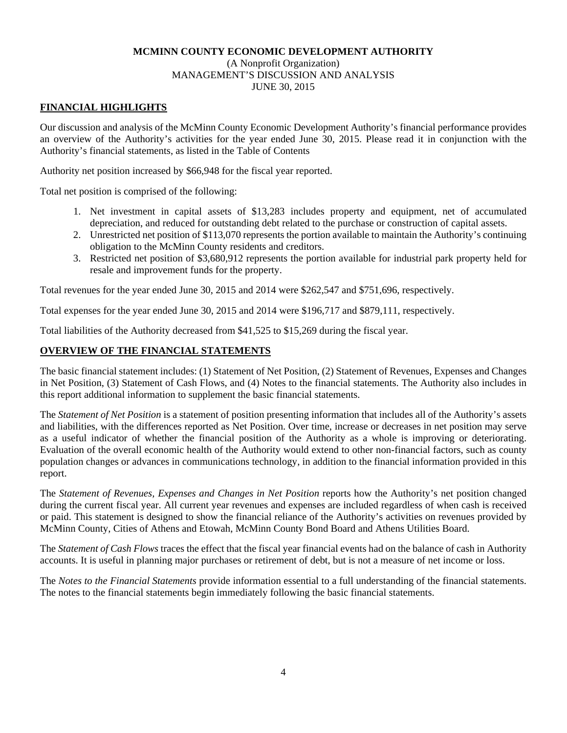**MCMINN COUNTY ECONOMIC DEVELOPMENT AUTHORITY**
(A Nonprofit Organization)
MANAGEMENT'S DISCUSSION AND ANALYSIS
JUNE 30, 2015

## FINANCIAL HIGHLIGHTS

Our discussion and analysis of the McMinn County Economic Development Authority's financial performance provides an overview of the Authority's activities for the year ended June 30, 2015. Please read it in conjunction with the Authority's financial statements, as listed in the Table of Contents

Authority net position increased by $66,948 for the fiscal year reported.

Total net position is comprised of the following:

1. Net investment in capital assets of $13,283 includes property and equipment, net of accumulated depreciation, and reduced for outstanding debt related to the purchase or construction of capital assets.
2. Unrestricted net position of $113,070 represents the portion available to maintain the Authority's continuing obligation to the McMinn County residents and creditors.
3. Restricted net position of $3,680,912 represents the portion available for industrial park property held for resale and improvement funds for the property.

Total revenues for the year ended June 30, 2015 and 2014 were $262,547 and $751,696, respectively.

Total expenses for the year ended June 30, 2015 and 2014 were $196,717 and $879,111, respectively.

Total liabilities of the Authority decreased from $41,525 to $15,269 during the fiscal year.

## OVERVIEW OF THE FINANCIAL STATEMENTS

The basic financial statement includes: (1) Statement of Net Position, (2) Statement of Revenues, Expenses and Changes in Net Position, (3) Statement of Cash Flows, and (4) Notes to the financial statements. The Authority also includes in this report additional information to supplement the basic financial statements.

The *Statement of Net Position* is a statement of position presenting information that includes all of the Authority's assets and liabilities, with the differences reported as Net Position. Over time, increase or decreases in net position may serve as a useful indicator of whether the financial position of the Authority as a whole is improving or deteriorating. Evaluation of the overall economic health of the Authority would extend to other non-financial factors, such as county population changes or advances in communications technology, in addition to the financial information provided in this report.

The *Statement of Revenues, Expenses and Changes in Net Position* reports how the Authority's net position changed during the current fiscal year. All current year revenues and expenses are included regardless of when cash is received or paid. This statement is designed to show the financial reliance of the Authority's activities on revenues provided by McMinn County, Cities of Athens and Etowah, McMinn County Bond Board and Athens Utilities Board.

The *Statement of Cash Flows* traces the effect that the fiscal year financial events had on the balance of cash in Authority accounts. It is useful in planning major purchases or retirement of debt, but is not a measure of net income or loss.

The *Notes to the Financial Statements* provide information essential to a full understanding of the financial statements. The notes to the financial statements begin immediately following the basic financial statements.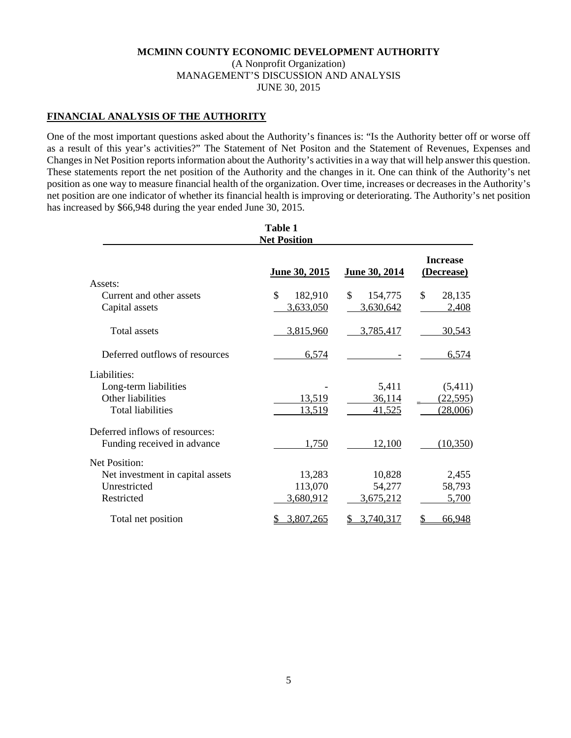**MCMINN COUNTY ECONOMIC DEVELOPMENT AUTHORITY**
(A Nonprofit Organization)
MANAGEMENT'S DISCUSSION AND ANALYSIS
JUNE 30, 2015

## FINANCIAL ANALYSIS OF THE AUTHORITY

One of the most important questions asked about the Authority's finances is: "Is the Authority better off or worse off as a result of this year's activities?" The Statement of Net Positon and the Statement of Revenues, Expenses and Changes in Net Position reports information about the Authority's activities in a way that will help answer this question. These statements report the net position of the Authority and the changes in it. One can think of the Authority's net position as one way to measure financial health of the organization. Over time, increases or decreases in the Authority's net position are one indicator of whether its financial health is improving or deteriorating. The Authority's net position has increased by $66,948 during the year ended June 30, 2015.

**Table 1**
**Net Position**

| | June 30, 2015 | June 30, 2014 | Increase (Decrease) |
|---|---|---|---|
| Assets: | | | |
| Current and other assets | $ 182,910 | $ 154,775 | $ 28,135 |
| Capital assets | 3,633,050 | 3,630,642 | 2,408 |
| Total assets | 3,815,960 | 3,785,417 | 30,543 |
| Deferred outflows of resources | 6,574 | - | 6,574 |
| Liabilities: | | | |
| Long-term liabilities | - | 5,411 | (5,411) |
| Other liabilities | 13,519 | 36,114 | (22,595) |
| Total liabilities | 13,519 | 41,525 | (28,006) |
| Deferred inflows of resources: | | | |
| Funding received in advance | 1,750 | 12,100 | (10,350) |
| Net Position: | | | |
| Net investment in capital assets | 13,283 | 10,828 | 2,455 |
| Unrestricted | 113,070 | 54,277 | 58,793 |
| Restricted | 3,680,912 | 3,675,212 | 5,700 |
| Total net position | $ 3,807,265 | $ 3,740,317 | $ 66,948 |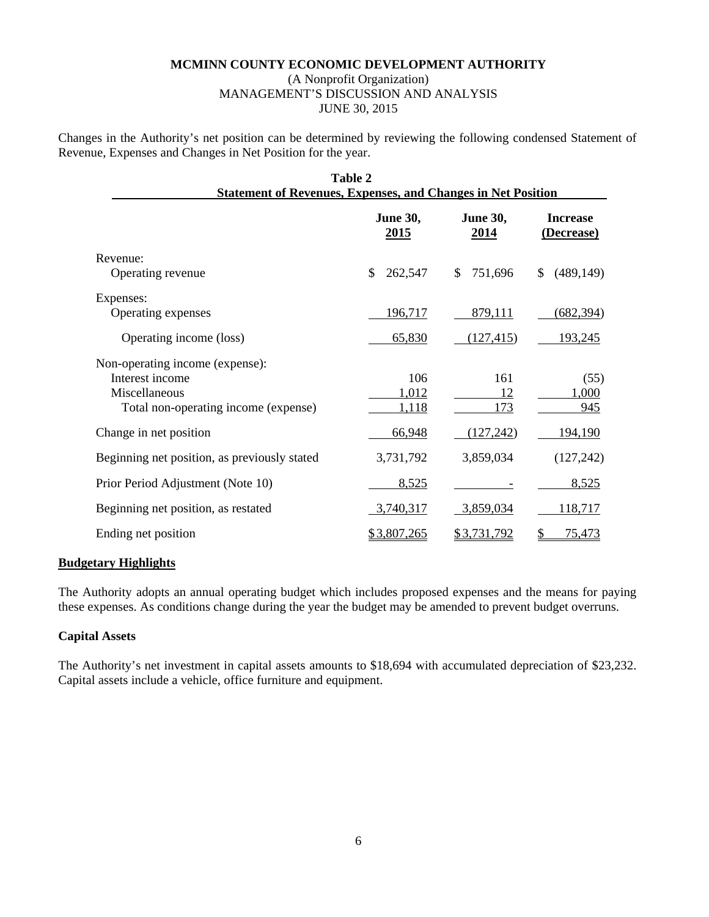**MCMINN COUNTY ECONOMIC DEVELOPMENT AUTHORITY**
(A Nonprofit Organization)
MANAGEMENT'S DISCUSSION AND ANALYSIS
JUNE 30, 2015

Changes in the Authority's net position can be determined by reviewing the following condensed Statement of Revenue, Expenses and Changes in Net Position for the year.

**Table 2**
**Statement of Revenues, Expenses, and Changes in Net Position**

| | June 30, 2015 | June 30, 2014 | Increase (Decrease) |
|---|---|---|---|
| Revenue: | | | |
| Operating revenue | $ 262,547 | $ 751,696 | $ (489,149) |
| Expenses: | | | |
| Operating expenses | 196,717 | 879,111 | (682,394) |
| Operating income (loss) | 65,830 | (127,415) | 193,245 |
| Non-operating income (expense): | | | |
| Interest income | 106 | 161 | (55) |
| Miscellaneous | 1,012 | 12 | 1,000 |
| Total non-operating income (expense) | 1,118 | 173 | 945 |
| Change in net position | 66,948 | (127,242) | 194,190 |
| Beginning net position, as previously stated | 3,731,792 | 3,859,034 | (127,242) |
| Prior Period Adjustment (Note 10) | 8,525 | - | 8,525 |
| Beginning net position, as restated | 3,740,317 | 3,859,034 | 118,717 |
| Ending net position | $ 3,807,265 | $ 3,731,792 | $ 75,473 |

**Budgetary Highlights**

The Authority adopts an annual operating budget which includes proposed expenses and the means for paying these expenses. As conditions change during the year the budget may be amended to prevent budget overruns.

**Capital Assets**

The Authority's net investment in capital assets amounts to $18,694 with accumulated depreciation of $23,232. Capital assets include a vehicle, office furniture and equipment.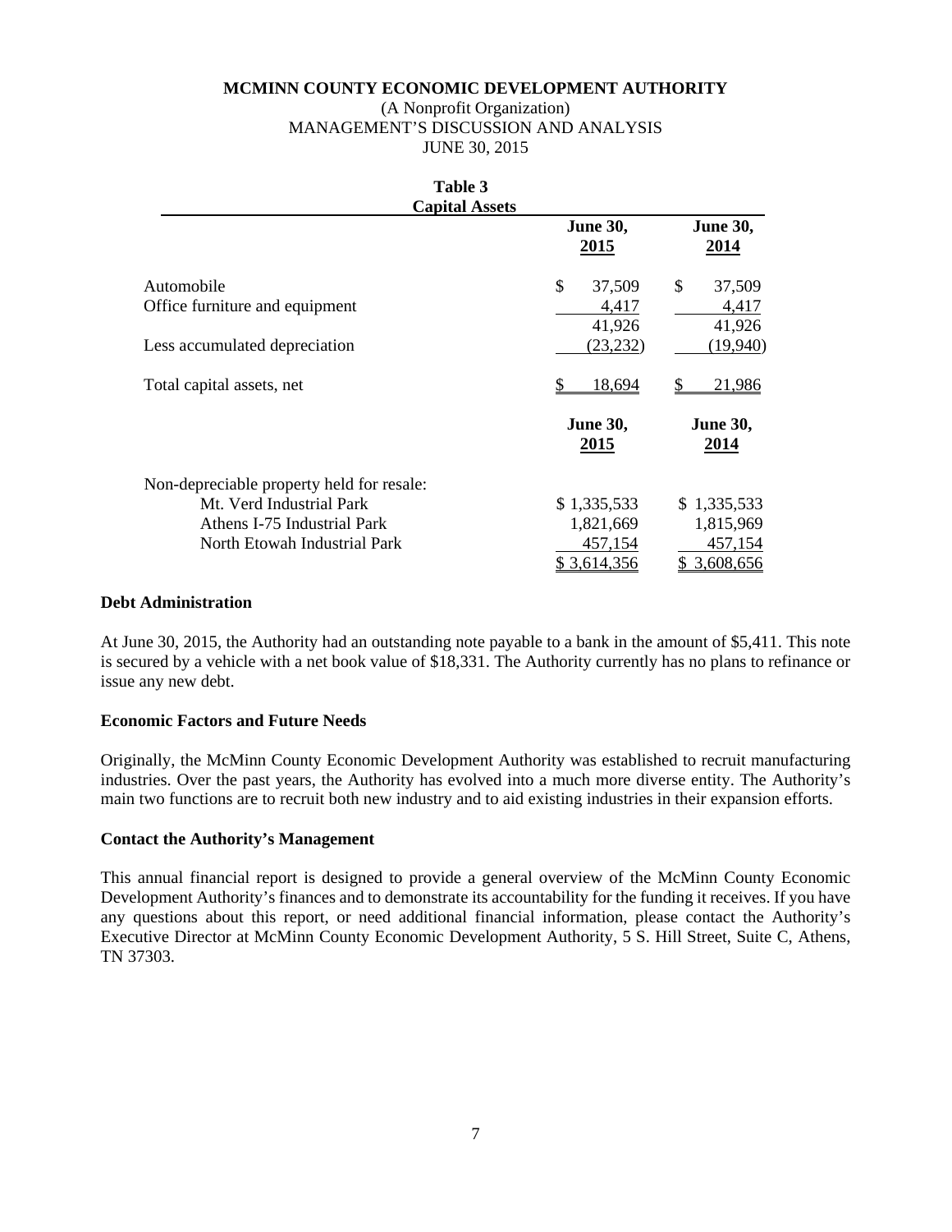**MCMINN COUNTY ECONOMIC DEVELOPMENT AUTHORITY**
(A Nonprofit Organization)
MANAGEMENT'S DISCUSSION AND ANALYSIS
JUNE 30, 2015

**Table 3**
**Capital Assets**

| | June 30, 2015 | June 30, 2014 |
|---|---|---|
| Automobile | $ 37,509 | $ 37,509 |
| Office furniture and equipment | 4,417 | 4,417 |
| | 41,926 | 41,926 |
| Less accumulated depreciation | (23,232) | (19,940) |
| Total capital assets, net | $ 18,694 | $ 21,986 |

| | June 30, 2015 | June 30, 2014 |
|---|---|---|
| Non-depreciable property held for resale: | | |
| Mt. Verd Industrial Park | $ 1,335,533 | $ 1,335,533 |
| Athens I-75 Industrial Park | 1,821,669 | 1,815,969 |
| North Etowah Industrial Park | 457,154 | 457,154 |
| | $ 3,614,356 | $ 3,608,656 |

### Debt Administration

At June 30, 2015, the Authority had an outstanding note payable to a bank in the amount of $5,411. This note is secured by a vehicle with a net book value of $18,331. The Authority currently has no plans to refinance or issue any new debt.

### Economic Factors and Future Needs

Originally, the McMinn County Economic Development Authority was established to recruit manufacturing industries. Over the past years, the Authority has evolved into a much more diverse entity. The Authority's main two functions are to recruit both new industry and to aid existing industries in their expansion efforts.

### Contact the Authority's Management

This annual financial report is designed to provide a general overview of the McMinn County Economic Development Authority's finances and to demonstrate its accountability for the funding it receives. If you have any questions about this report, or need additional financial information, please contact the Authority's Executive Director at McMinn County Economic Development Authority, 5 S. Hill Street, Suite C, Athens, TN 37303.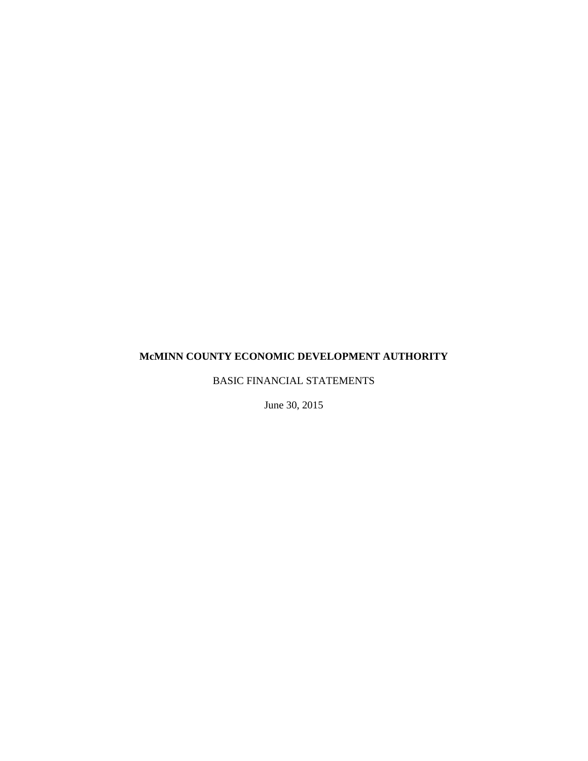**McMINN COUNTY ECONOMIC DEVELOPMENT AUTHORITY**

BASIC FINANCIAL STATEMENTS

June 30, 2015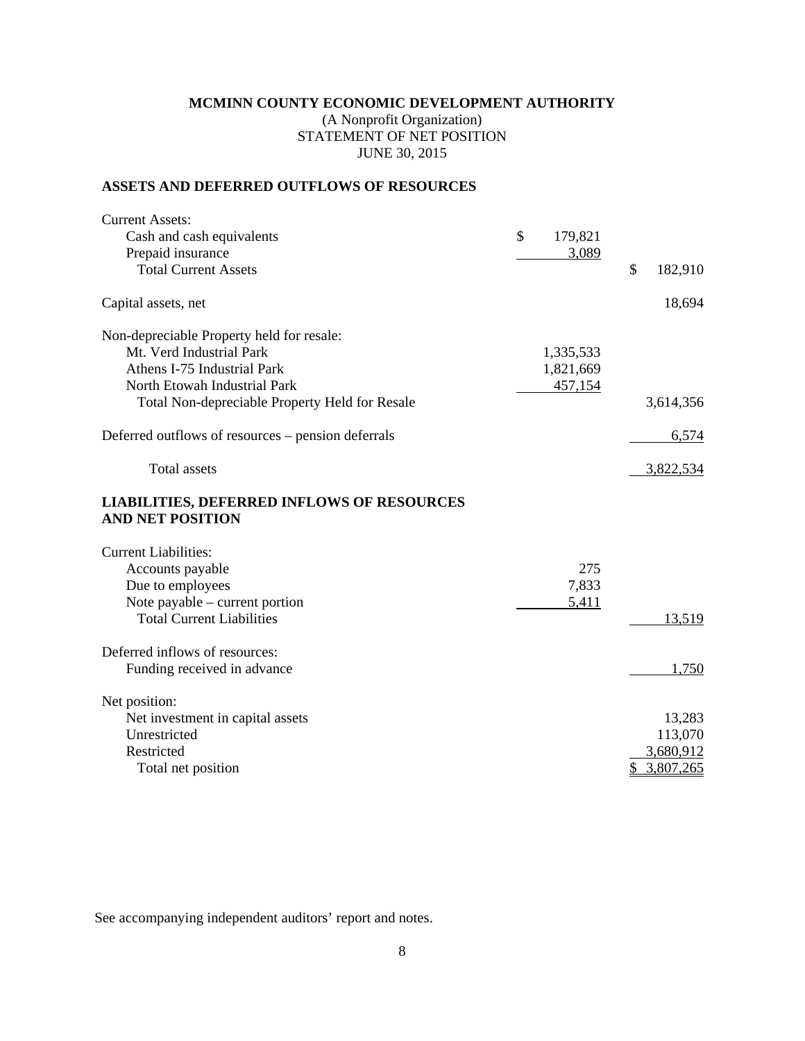# MCMINN COUNTY ECONOMIC DEVELOPMENT AUTHORITY

(A Nonprofit Organization)
STATEMENT OF NET POSITION
JUNE 30, 2015

## ASSETS AND DEFERRED OUTFLOWS OF RESOURCES

| | | |
|---|---|---|
| Current Assets: | | |
| Cash and cash equivalents | $ 179,821 | |
| Prepaid insurance | 3,089 | |
| Total Current Assets | | $ 182,910 |
| Capital assets, net | | 18,694 |
| Non-depreciable Property held for resale: | | |
| Mt. Verd Industrial Park | 1,335,533 | |
| Athens I-75 Industrial Park | 1,821,669 | |
| North Etowah Industrial Park | 457,154 | |
| Total Non-depreciable Property Held for Resale | | 3,614,356 |
| Deferred outflows of resources – pension deferrals | | 6,574 |
| Total assets | | 3,822,534 |

## LIABILITIES, DEFERRED INFLOWS OF RESOURCES AND NET POSITION

| | | |
|---|---|---|
| Current Liabilities: | | |
| Accounts payable | 275 | |
| Due to employees | 7,833 | |
| Note payable – current portion | 5,411 | |
| Total Current Liabilities | | 13,519 |
| Deferred inflows of resources: | | |
| Funding received in advance | | 1,750 |
| Net position: | | |
| Net investment in capital assets | | 13,283 |
| Unrestricted | | 113,070 |
| Restricted | | 3,680,912 |
| Total net position | | $ 3,807,265 |

See accompanying independent auditors' report and notes.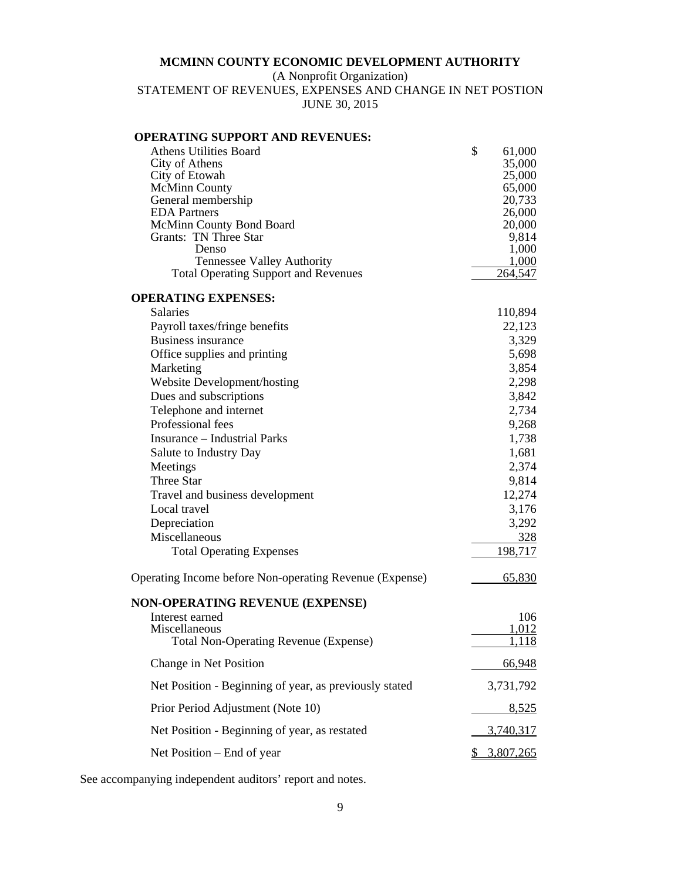**MCMINN COUNTY ECONOMIC DEVELOPMENT AUTHORITY**

(A Nonprofit Organization)

STATEMENT OF REVENUES, EXPENSES AND CHANGE IN NET POSTION

JUNE 30, 2015

| | |
|---|---|
| **OPERATING SUPPORT AND REVENUES:** | |
| Athens Utilities Board | $ 61,000 |
| City of Athens | 35,000 |
| City of Etowah | 25,000 |
| McMinn County | 65,000 |
| General membership | 20,733 |
| EDA Partners | 26,000 |
| McMinn County Bond Board | 20,000 |
| Grants: TN Three Star | 9,814 |
| Denso | 1,000 |
| Tennessee Valley Authority | 1,000 |
| Total Operating Support and Revenues | 264,547 |
| **OPERATING EXPENSES:** | |
| Salaries | 110,894 |
| Payroll taxes/fringe benefits | 22,123 |
| Business insurance | 3,329 |
| Office supplies and printing | 5,698 |
| Marketing | 3,854 |
| Website Development/hosting | 2,298 |
| Dues and subscriptions | 3,842 |
| Telephone and internet | 2,734 |
| Professional fees | 9,268 |
| Insurance – Industrial Parks | 1,738 |
| Salute to Industry Day | 1,681 |
| Meetings | 2,374 |
| Three Star | 9,814 |
| Travel and business development | 12,274 |
| Local travel | 3,176 |
| Depreciation | 3,292 |
| Miscellaneous | 328 |
| Total Operating Expenses | 198,717 |
| Operating Income before Non-operating Revenue (Expense) | 65,830 |
| **NON-OPERATING REVENUE (EXPENSE)** | |
| Interest earned | 106 |
| Miscellaneous | 1,012 |
| Total Non-Operating Revenue (Expense) | 1,118 |
| Change in Net Position | 66,948 |
| Net Position - Beginning of year, as previously stated | 3,731,792 |
| Prior Period Adjustment (Note 10) | 8,525 |
| Net Position - Beginning of year, as restated | 3,740,317 |
| Net Position – End of year | $ 3,807,265 |

See accompanying independent auditors' report and notes.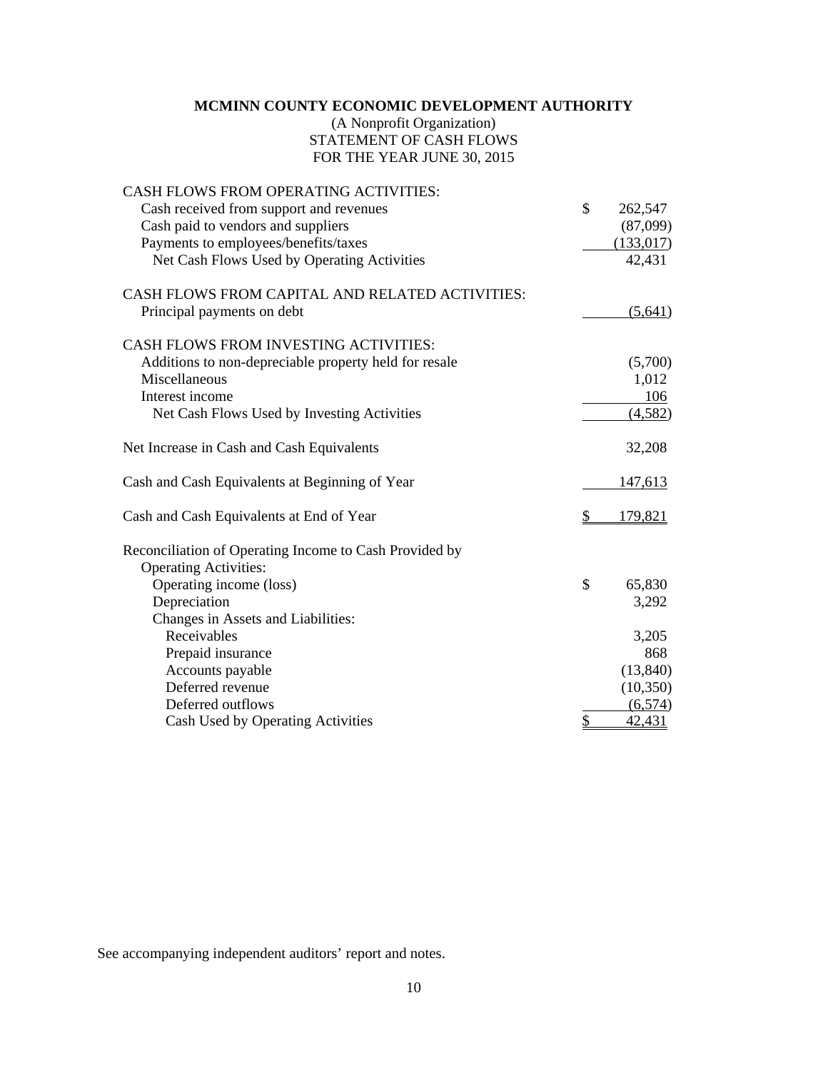**MCMINN COUNTY ECONOMIC DEVELOPMENT AUTHORITY**

(A Nonprofit Organization)

STATEMENT OF CASH FLOWS

FOR THE YEAR JUNE 30, 2015

| | |
|---|---|
| CASH FLOWS FROM OPERATING ACTIVITIES: | |
| Cash received from support and revenues | $ 262,547 |
| Cash paid to vendors and suppliers | (87,099) |
| Payments to employees/benefits/taxes | (133,017) |
| Net Cash Flows Used by Operating Activities | 42,431 |
| | |
| CASH FLOWS FROM CAPITAL AND RELATED ACTIVITIES: | |
| Principal payments on debt | (5,641) |
| | |
| CASH FLOWS FROM INVESTING ACTIVITIES: | |
| Additions to non-depreciable property held for resale | (5,700) |
| Miscellaneous | 1,012 |
| Interest income | 106 |
| Net Cash Flows Used by Investing Activities | (4,582) |
| | |
| Net Increase in Cash and Cash Equivalents | 32,208 |
| | |
| Cash and Cash Equivalents at Beginning of Year | 147,613 |
| | |
| Cash and Cash Equivalents at End of Year | $ 179,821 |
| | |
| Reconciliation of Operating Income to Cash Provided by Operating Activities: | |
| Operating income (loss) | $ 65,830 |
| Depreciation | 3,292 |
| Changes in Assets and Liabilities: | |
| Receivables | 3,205 |
| Prepaid insurance | 868 |
| Accounts payable | (13,840) |
| Deferred revenue | (10,350) |
| Deferred outflows | (6,574) |
| Cash Used by Operating Activities | $ 42,431 |

See accompanying independent auditors' report and notes.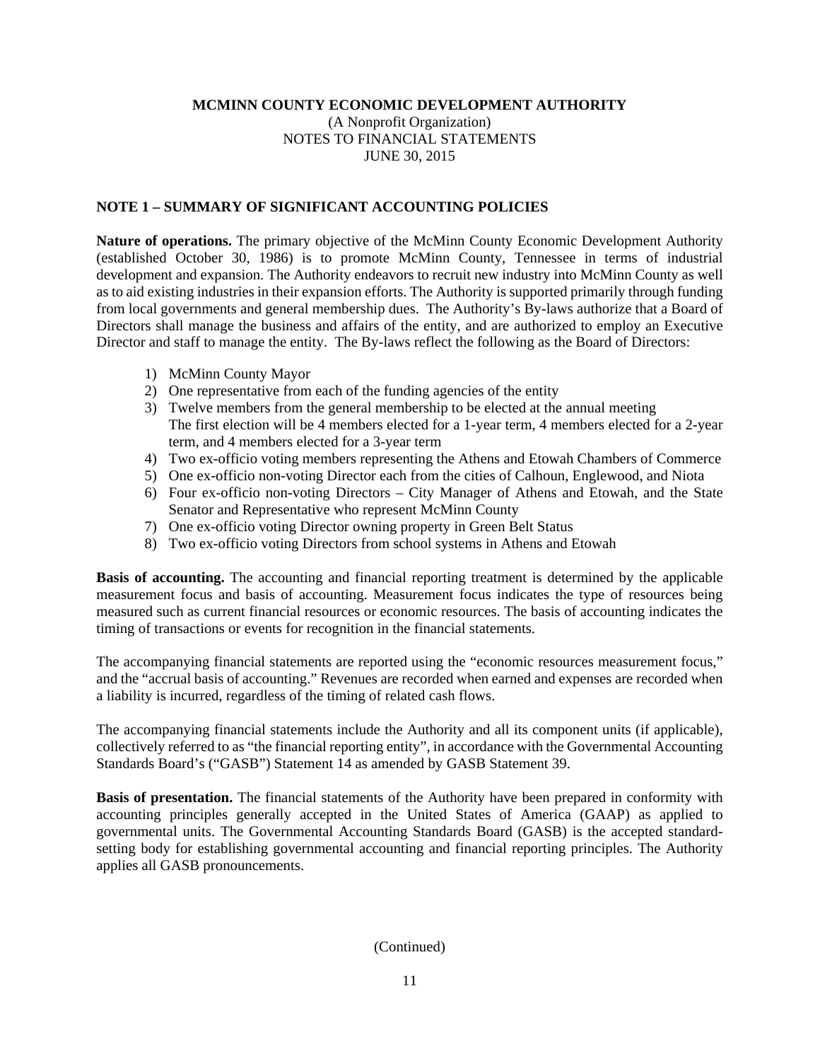**MCMINN COUNTY ECONOMIC DEVELOPMENT AUTHORITY**
(A Nonprofit Organization)
NOTES TO FINANCIAL STATEMENTS
JUNE 30, 2015

## NOTE 1 – SUMMARY OF SIGNIFICANT ACCOUNTING POLICIES

**Nature of operations.** The primary objective of the McMinn County Economic Development Authority (established October 30, 1986) is to promote McMinn County, Tennessee in terms of industrial development and expansion. The Authority endeavors to recruit new industry into McMinn County as well as to aid existing industries in their expansion efforts. The Authority is supported primarily through funding from local governments and general membership dues. The Authority's By-laws authorize that a Board of Directors shall manage the business and affairs of the entity, and are authorized to employ an Executive Director and staff to manage the entity. The By-laws reflect the following as the Board of Directors:

1) McMinn County Mayor
2) One representative from each of the funding agencies of the entity
3) Twelve members from the general membership to be elected at the annual meeting
   The first election will be 4 members elected for a 1-year term, 4 members elected for a 2-year term, and 4 members elected for a 3-year term
4) Two ex-officio voting members representing the Athens and Etowah Chambers of Commerce
5) One ex-officio non-voting Director each from the cities of Calhoun, Englewood, and Niota
6) Four ex-officio non-voting Directors – City Manager of Athens and Etowah, and the State Senator and Representative who represent McMinn County
7) One ex-officio voting Director owning property in Green Belt Status
8) Two ex-officio voting Directors from school systems in Athens and Etowah

**Basis of accounting.** The accounting and financial reporting treatment is determined by the applicable measurement focus and basis of accounting. Measurement focus indicates the type of resources being measured such as current financial resources or economic resources. The basis of accounting indicates the timing of transactions or events for recognition in the financial statements.

The accompanying financial statements are reported using the "economic resources measurement focus," and the "accrual basis of accounting." Revenues are recorded when earned and expenses are recorded when a liability is incurred, regardless of the timing of related cash flows.

The accompanying financial statements include the Authority and all its component units (if applicable), collectively referred to as "the financial reporting entity", in accordance with the Governmental Accounting Standards Board's ("GASB") Statement 14 as amended by GASB Statement 39.

**Basis of presentation.** The financial statements of the Authority have been prepared in conformity with accounting principles generally accepted in the United States of America (GAAP) as applied to governmental units. The Governmental Accounting Standards Board (GASB) is the accepted standard-setting body for establishing governmental accounting and financial reporting principles. The Authority applies all GASB pronouncements.

(Continued)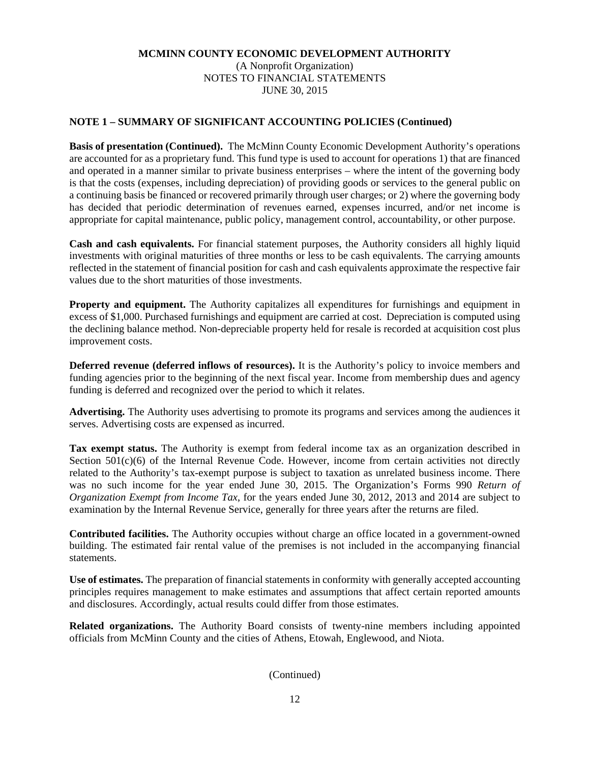**MCMINN COUNTY ECONOMIC DEVELOPMENT AUTHORITY**
(A Nonprofit Organization)
NOTES TO FINANCIAL STATEMENTS
JUNE 30, 2015

## NOTE 1 – SUMMARY OF SIGNIFICANT ACCOUNTING POLICIES (Continued)

**Basis of presentation (Continued).** The McMinn County Economic Development Authority's operations are accounted for as a proprietary fund. This fund type is used to account for operations 1) that are financed and operated in a manner similar to private business enterprises – where the intent of the governing body is that the costs (expenses, including depreciation) of providing goods or services to the general public on a continuing basis be financed or recovered primarily through user charges; or 2) where the governing body has decided that periodic determination of revenues earned, expenses incurred, and/or net income is appropriate for capital maintenance, public policy, management control, accountability, or other purpose.

**Cash and cash equivalents.** For financial statement purposes, the Authority considers all highly liquid investments with original maturities of three months or less to be cash equivalents. The carrying amounts reflected in the statement of financial position for cash and cash equivalents approximate the respective fair values due to the short maturities of those investments.

**Property and equipment.** The Authority capitalizes all expenditures for furnishings and equipment in excess of $1,000. Purchased furnishings and equipment are carried at cost. Depreciation is computed using the declining balance method. Non-depreciable property held for resale is recorded at acquisition cost plus improvement costs.

**Deferred revenue (deferred inflows of resources).** It is the Authority's policy to invoice members and funding agencies prior to the beginning of the next fiscal year. Income from membership dues and agency funding is deferred and recognized over the period to which it relates.

**Advertising.** The Authority uses advertising to promote its programs and services among the audiences it serves. Advertising costs are expensed as incurred.

**Tax exempt status.** The Authority is exempt from federal income tax as an organization described in Section 501(c)(6) of the Internal Revenue Code. However, income from certain activities not directly related to the Authority's tax-exempt purpose is subject to taxation as unrelated business income. There was no such income for the year ended June 30, 2015. The Organization's Forms 990 *Return of Organization Exempt from Income Tax*, for the years ended June 30, 2012, 2013 and 2014 are subject to examination by the Internal Revenue Service, generally for three years after the returns are filed.

**Contributed facilities.** The Authority occupies without charge an office located in a government-owned building. The estimated fair rental value of the premises is not included in the accompanying financial statements.

**Use of estimates.** The preparation of financial statements in conformity with generally accepted accounting principles requires management to make estimates and assumptions that affect certain reported amounts and disclosures. Accordingly, actual results could differ from those estimates.

**Related organizations.** The Authority Board consists of twenty-nine members including appointed officials from McMinn County and the cities of Athens, Etowah, Englewood, and Niota.

(Continued)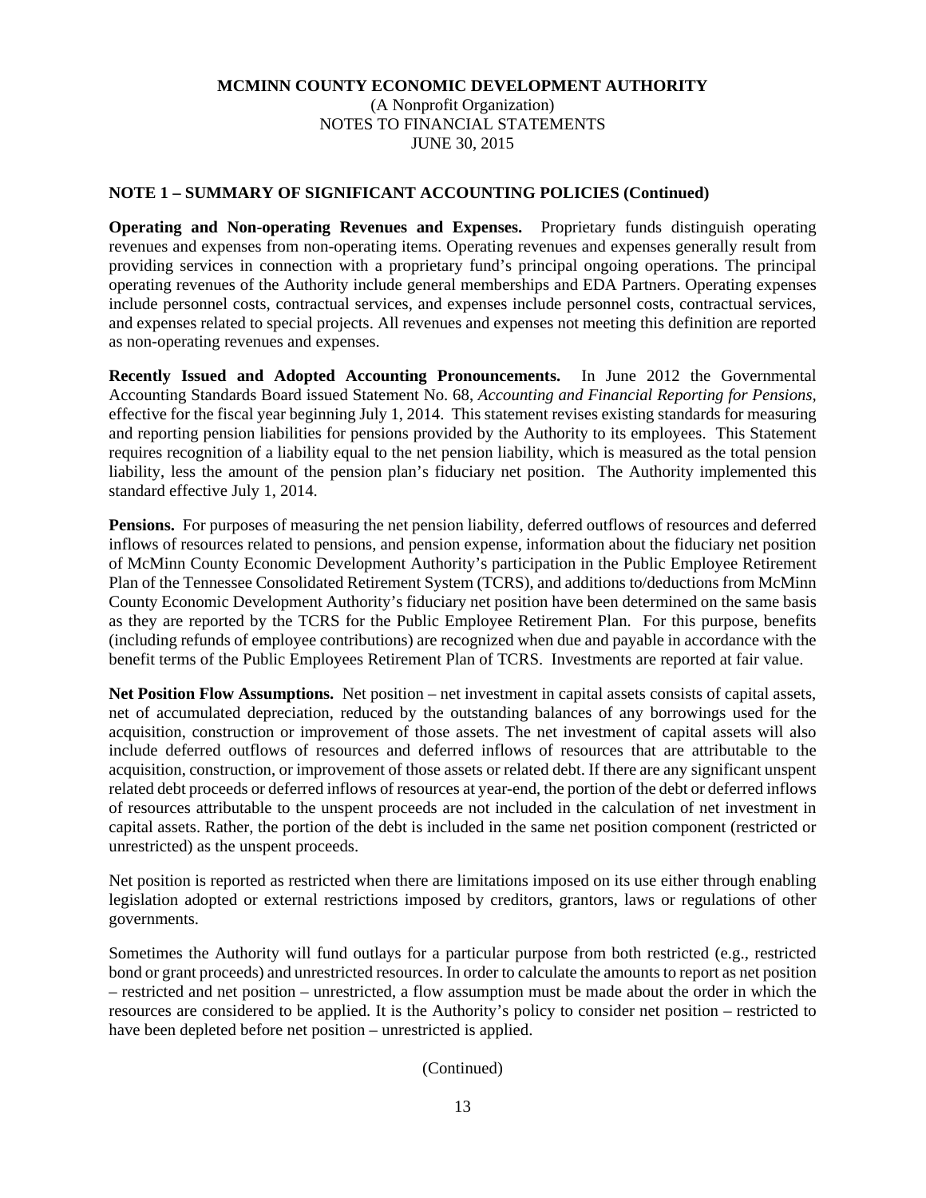**MCMINN COUNTY ECONOMIC DEVELOPMENT AUTHORITY**
(A Nonprofit Organization)
NOTES TO FINANCIAL STATEMENTS
JUNE 30, 2015

**NOTE 1 – SUMMARY OF SIGNIFICANT ACCOUNTING POLICIES (Continued)**

**Operating and Non-operating Revenues and Expenses.** Proprietary funds distinguish operating revenues and expenses from non-operating items. Operating revenues and expenses generally result from providing services in connection with a proprietary fund's principal ongoing operations. The principal operating revenues of the Authority include general memberships and EDA Partners. Operating expenses include personnel costs, contractual services, and expenses include personnel costs, contractual services, and expenses related to special projects. All revenues and expenses not meeting this definition are reported as non-operating revenues and expenses.

**Recently Issued and Adopted Accounting Pronouncements.** In June 2012 the Governmental Accounting Standards Board issued Statement No. 68, *Accounting and Financial Reporting for Pensions*, effective for the fiscal year beginning July 1, 2014. This statement revises existing standards for measuring and reporting pension liabilities for pensions provided by the Authority to its employees. This Statement requires recognition of a liability equal to the net pension liability, which is measured as the total pension liability, less the amount of the pension plan's fiduciary net position. The Authority implemented this standard effective July 1, 2014.

**Pensions.** For purposes of measuring the net pension liability, deferred outflows of resources and deferred inflows of resources related to pensions, and pension expense, information about the fiduciary net position of McMinn County Economic Development Authority's participation in the Public Employee Retirement Plan of the Tennessee Consolidated Retirement System (TCRS), and additions to/deductions from McMinn County Economic Development Authority's fiduciary net position have been determined on the same basis as they are reported by the TCRS for the Public Employee Retirement Plan. For this purpose, benefits (including refunds of employee contributions) are recognized when due and payable in accordance with the benefit terms of the Public Employees Retirement Plan of TCRS. Investments are reported at fair value.

**Net Position Flow Assumptions.** Net position – net investment in capital assets consists of capital assets, net of accumulated depreciation, reduced by the outstanding balances of any borrowings used for the acquisition, construction or improvement of those assets. The net investment of capital assets will also include deferred outflows of resources and deferred inflows of resources that are attributable to the acquisition, construction, or improvement of those assets or related debt. If there are any significant unspent related debt proceeds or deferred inflows of resources at year-end, the portion of the debt or deferred inflows of resources attributable to the unspent proceeds are not included in the calculation of net investment in capital assets. Rather, the portion of the debt is included in the same net position component (restricted or unrestricted) as the unspent proceeds.

Net position is reported as restricted when there are limitations imposed on its use either through enabling legislation adopted or external restrictions imposed by creditors, grantors, laws or regulations of other governments.

Sometimes the Authority will fund outlays for a particular purpose from both restricted (e.g., restricted bond or grant proceeds) and unrestricted resources. In order to calculate the amounts to report as net position – restricted and net position – unrestricted, a flow assumption must be made about the order in which the resources are considered to be applied. It is the Authority's policy to consider net position – restricted to have been depleted before net position – unrestricted is applied.

(Continued)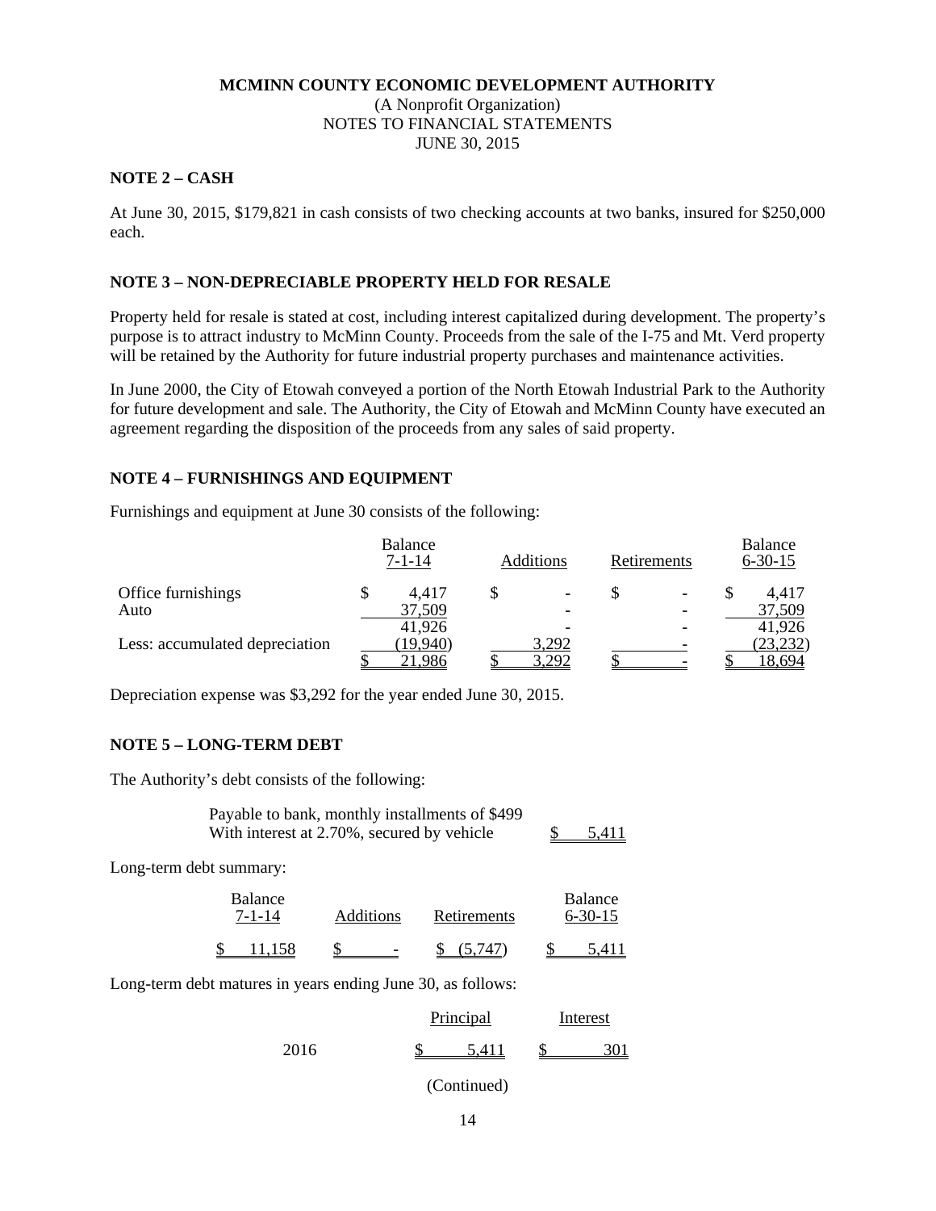**MCMINN COUNTY ECONOMIC DEVELOPMENT AUTHORITY**
(A Nonprofit Organization)
NOTES TO FINANCIAL STATEMENTS
JUNE 30, 2015

### NOTE 2 – CASH

At June 30, 2015, $179,821 in cash consists of two checking accounts at two banks, insured for $250,000 each.

### NOTE 3 – NON-DEPRECIABLE PROPERTY HELD FOR RESALE

Property held for resale is stated at cost, including interest capitalized during development. The property's purpose is to attract industry to McMinn County. Proceeds from the sale of the I-75 and Mt. Verd property will be retained by the Authority for future industrial property purchases and maintenance activities.

In June 2000, the City of Etowah conveyed a portion of the North Etowah Industrial Park to the Authority for future development and sale. The Authority, the City of Etowah and McMinn County have executed an agreement regarding the disposition of the proceeds from any sales of said property.

### NOTE 4 – FURNISHINGS AND EQUIPMENT

Furnishings and equipment at June 30 consists of the following:

| | Balance 7-1-14 | Additions | Retirements | Balance 6-30-15 |
|---|---|---|---|---|
| Office furnishings | $ 4,417 | $ - | $ - | $ 4,417 |
| Auto | 37,509 | - | - | 37,509 |
| | 41,926 | - | - | 41,926 |
| Less: accumulated depreciation | (19,940) | 3,292 | - | (23,232) |
| | $ 21,986 | $ 3,292 | $ - | $ 18,694 |

Depreciation expense was $3,292 for the year ended June 30, 2015.

### NOTE 5 – LONG-TERM DEBT

The Authority's debt consists of the following:

| | |
|---|---|
| Payable to bank, monthly installments of $499 With interest at 2.70%, secured by vehicle | $ 5,411 |

Long-term debt summary:

| Balance 7-1-14 | Additions | Retirements | Balance 6-30-15 |
|---|---|---|---|
| $ 11,158 | $ - | $ (5,747) | $ 5,411 |

Long-term debt matures in years ending June 30, as follows:

| | Principal | Interest |
|---|---|---|
| 2016 | $ 5,411 | $ 301 |

(Continued)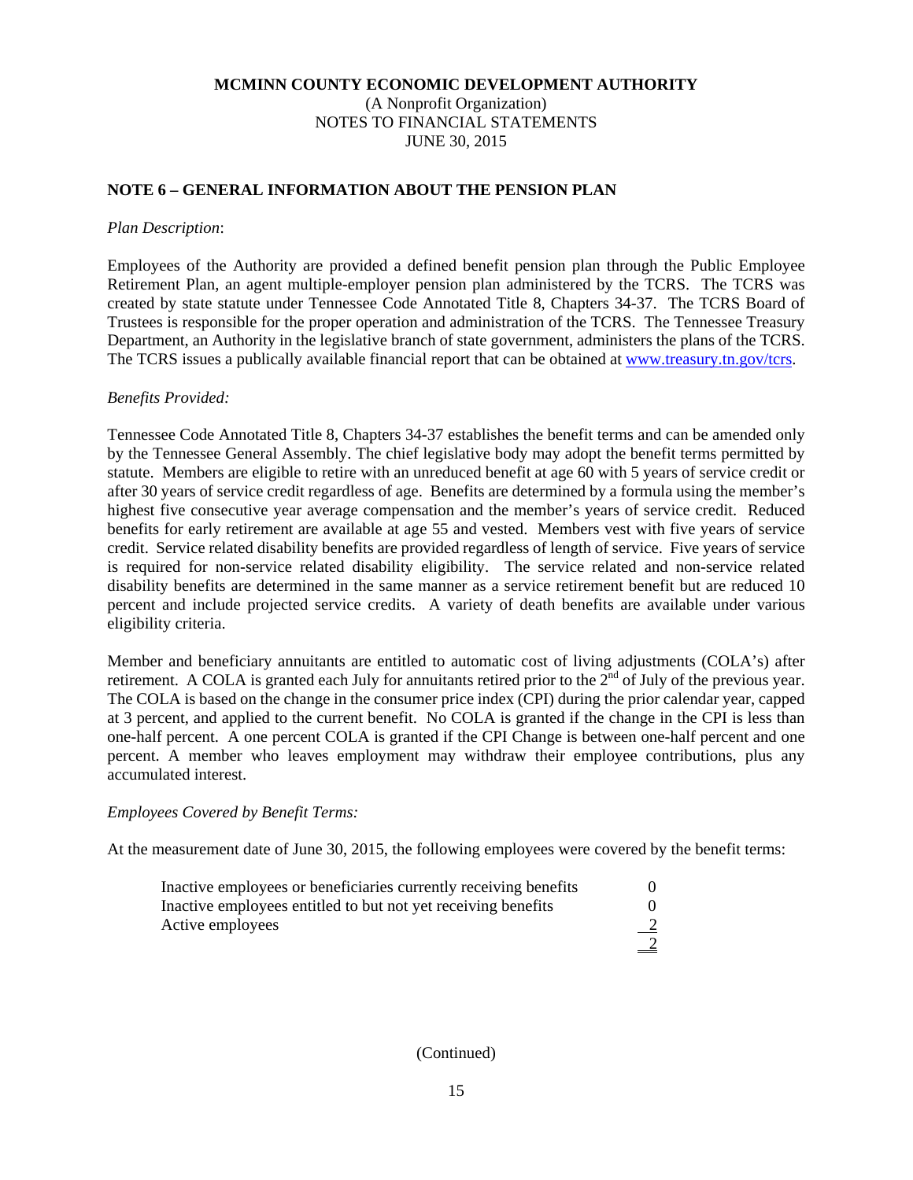**MCMINN COUNTY ECONOMIC DEVELOPMENT AUTHORITY**
(A Nonprofit Organization)
NOTES TO FINANCIAL STATEMENTS
JUNE 30, 2015

## NOTE 6 – GENERAL INFORMATION ABOUT THE PENSION PLAN

*Plan Description*:

Employees of the Authority are provided a defined benefit pension plan through the Public Employee Retirement Plan, an agent multiple-employer pension plan administered by the TCRS. The TCRS was created by state statute under Tennessee Code Annotated Title 8, Chapters 34-37. The TCRS Board of Trustees is responsible for the proper operation and administration of the TCRS. The Tennessee Treasury Department, an Authority in the legislative branch of state government, administers the plans of the TCRS. The TCRS issues a publically available financial report that can be obtained at www.treasury.tn.gov/tcrs.

*Benefits Provided:*

Tennessee Code Annotated Title 8, Chapters 34-37 establishes the benefit terms and can be amended only by the Tennessee General Assembly. The chief legislative body may adopt the benefit terms permitted by statute. Members are eligible to retire with an unreduced benefit at age 60 with 5 years of service credit or after 30 years of service credit regardless of age. Benefits are determined by a formula using the member's highest five consecutive year average compensation and the member's years of service credit. Reduced benefits for early retirement are available at age 55 and vested. Members vest with five years of service credit. Service related disability benefits are provided regardless of length of service. Five years of service is required for non-service related disability eligibility. The service related and non-service related disability benefits are determined in the same manner as a service retirement benefit but are reduced 10 percent and include projected service credits. A variety of death benefits are available under various eligibility criteria.

Member and beneficiary annuitants are entitled to automatic cost of living adjustments (COLA's) after retirement. A COLA is granted each July for annuitants retired prior to the 2nd of July of the previous year. The COLA is based on the change in the consumer price index (CPI) during the prior calendar year, capped at 3 percent, and applied to the current benefit. No COLA is granted if the change in the CPI is less than one-half percent. A one percent COLA is granted if the CPI Change is between one-half percent and one percent. A member who leaves employment may withdraw their employee contributions, plus any accumulated interest.

*Employees Covered by Benefit Terms:*

At the measurement date of June 30, 2015, the following employees were covered by the benefit terms:

| | |
|---|---|
| Inactive employees or beneficiaries currently receiving benefits | 0 |
| Inactive employees entitled to but not yet receiving benefits | 0 |
| Active employees | 2 |
| | 2 |

(Continued)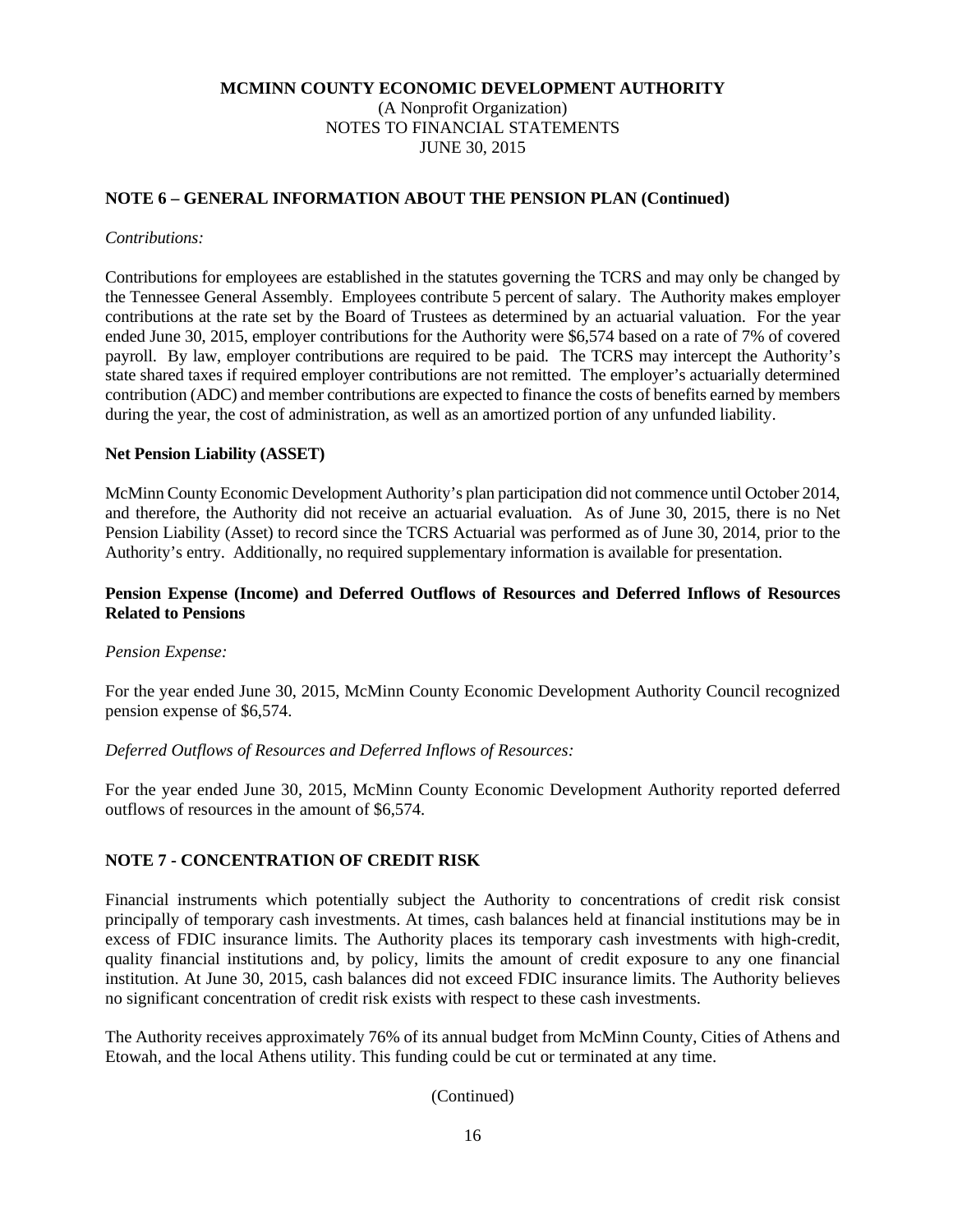**MCMINN COUNTY ECONOMIC DEVELOPMENT AUTHORITY**
(A Nonprofit Organization)
NOTES TO FINANCIAL STATEMENTS
JUNE 30, 2015

## NOTE 6 – GENERAL INFORMATION ABOUT THE PENSION PLAN (Continued)

*Contributions:*

Contributions for employees are established in the statutes governing the TCRS and may only be changed by the Tennessee General Assembly. Employees contribute 5 percent of salary. The Authority makes employer contributions at the rate set by the Board of Trustees as determined by an actuarial valuation. For the year ended June 30, 2015, employer contributions for the Authority were $6,574 based on a rate of 7% of covered payroll. By law, employer contributions are required to be paid. The TCRS may intercept the Authority's state shared taxes if required employer contributions are not remitted. The employer's actuarially determined contribution (ADC) and member contributions are expected to finance the costs of benefits earned by members during the year, the cost of administration, as well as an amortized portion of any unfunded liability.

### Net Pension Liability (ASSET)

McMinn County Economic Development Authority's plan participation did not commence until October 2014, and therefore, the Authority did not receive an actuarial evaluation. As of June 30, 2015, there is no Net Pension Liability (Asset) to record since the TCRS Actuarial was performed as of June 30, 2014, prior to the Authority's entry. Additionally, no required supplementary information is available for presentation.

### Pension Expense (Income) and Deferred Outflows of Resources and Deferred Inflows of Resources Related to Pensions

*Pension Expense:*

For the year ended June 30, 2015, McMinn County Economic Development Authority Council recognized pension expense of $6,574.

*Deferred Outflows of Resources and Deferred Inflows of Resources:*

For the year ended June 30, 2015, McMinn County Economic Development Authority reported deferred outflows of resources in the amount of $6,574.

## NOTE 7 - CONCENTRATION OF CREDIT RISK

Financial instruments which potentially subject the Authority to concentrations of credit risk consist principally of temporary cash investments. At times, cash balances held at financial institutions may be in excess of FDIC insurance limits. The Authority places its temporary cash investments with high-credit, quality financial institutions and, by policy, limits the amount of credit exposure to any one financial institution. At June 30, 2015, cash balances did not exceed FDIC insurance limits. The Authority believes no significant concentration of credit risk exists with respect to these cash investments.

The Authority receives approximately 76% of its annual budget from McMinn County, Cities of Athens and Etowah, and the local Athens utility. This funding could be cut or terminated at any time.

(Continued)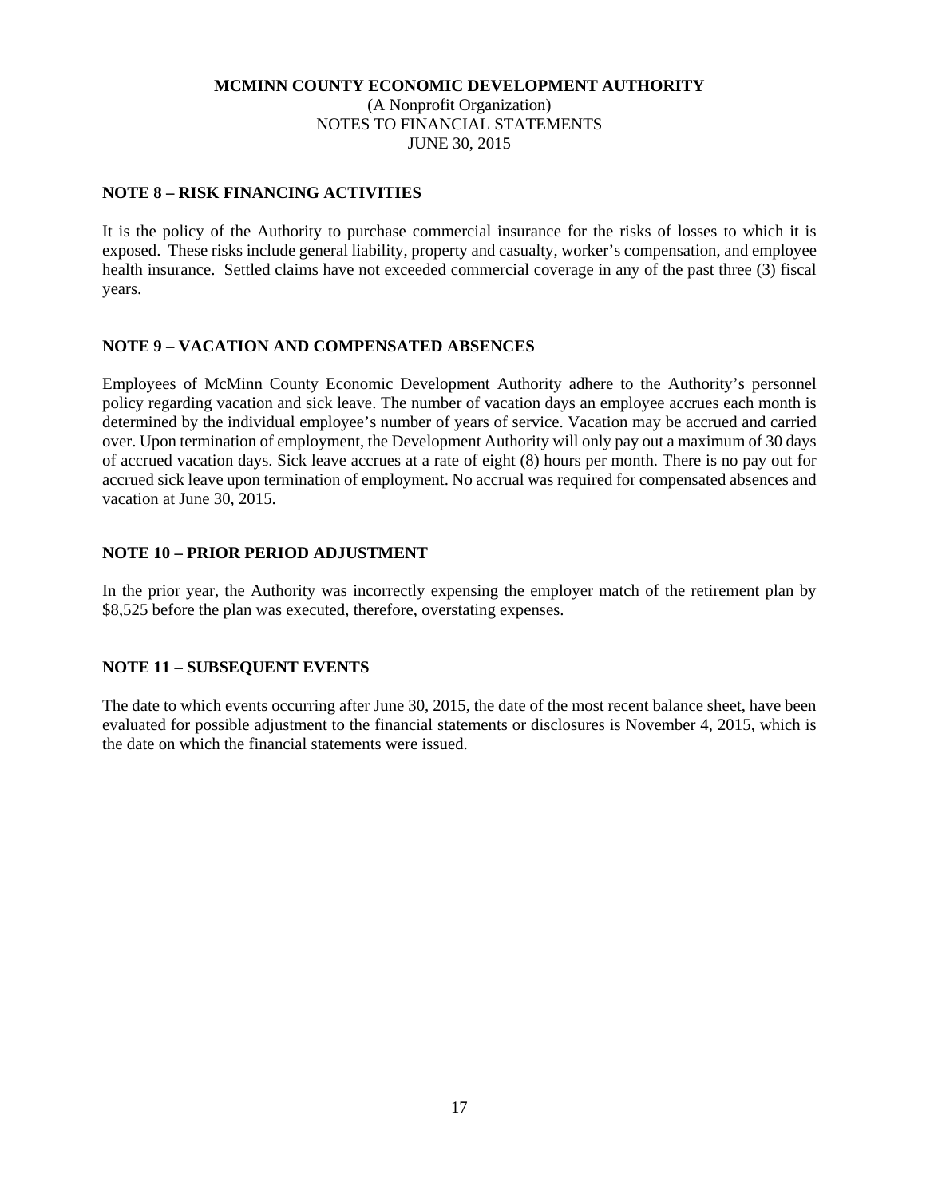**MCMINN COUNTY ECONOMIC DEVELOPMENT AUTHORITY**
(A Nonprofit Organization)
NOTES TO FINANCIAL STATEMENTS
JUNE 30, 2015

## NOTE 8 – RISK FINANCING ACTIVITIES

It is the policy of the Authority to purchase commercial insurance for the risks of losses to which it is exposed. These risks include general liability, property and casualty, worker's compensation, and employee health insurance. Settled claims have not exceeded commercial coverage in any of the past three (3) fiscal years.

## NOTE 9 – VACATION AND COMPENSATED ABSENCES

Employees of McMinn County Economic Development Authority adhere to the Authority's personnel policy regarding vacation and sick leave. The number of vacation days an employee accrues each month is determined by the individual employee's number of years of service. Vacation may be accrued and carried over. Upon termination of employment, the Development Authority will only pay out a maximum of 30 days of accrued vacation days. Sick leave accrues at a rate of eight (8) hours per month. There is no pay out for accrued sick leave upon termination of employment. No accrual was required for compensated absences and vacation at June 30, 2015.

## NOTE 10 – PRIOR PERIOD ADJUSTMENT

In the prior year, the Authority was incorrectly expensing the employer match of the retirement plan by $8,525 before the plan was executed, therefore, overstating expenses.

## NOTE 11 – SUBSEQUENT EVENTS

The date to which events occurring after June 30, 2015, the date of the most recent balance sheet, have been evaluated for possible adjustment to the financial statements or disclosures is November 4, 2015, which is the date on which the financial statements were issued.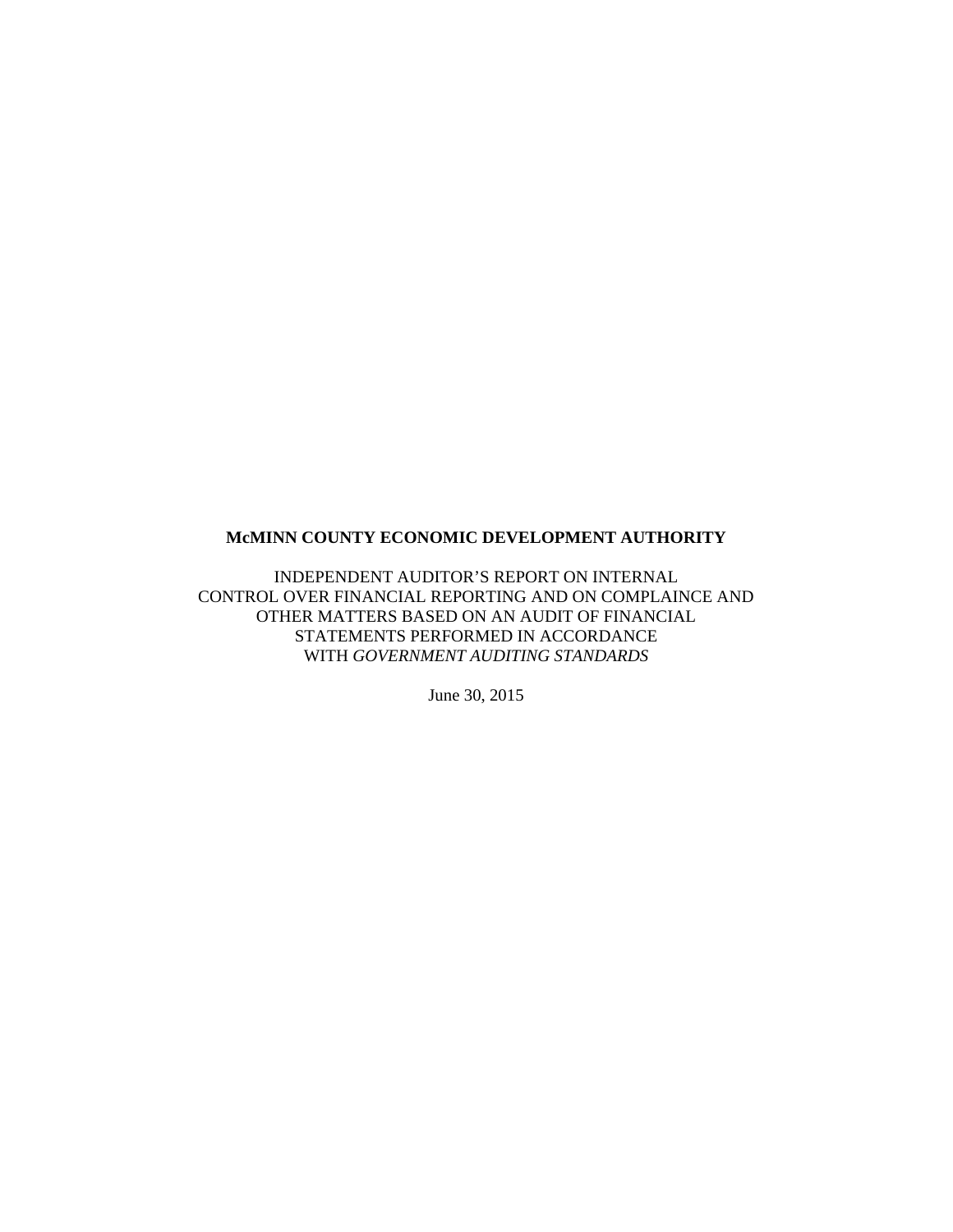**McMINN COUNTY ECONOMIC DEVELOPMENT AUTHORITY**

INDEPENDENT AUDITOR'S REPORT ON INTERNAL CONTROL OVER FINANCIAL REPORTING AND ON COMPLAINCE AND OTHER MATTERS BASED ON AN AUDIT OF FINANCIAL STATEMENTS PERFORMED IN ACCORDANCE WITH *GOVERNMENT AUDITING STANDARDS*

June 30, 2015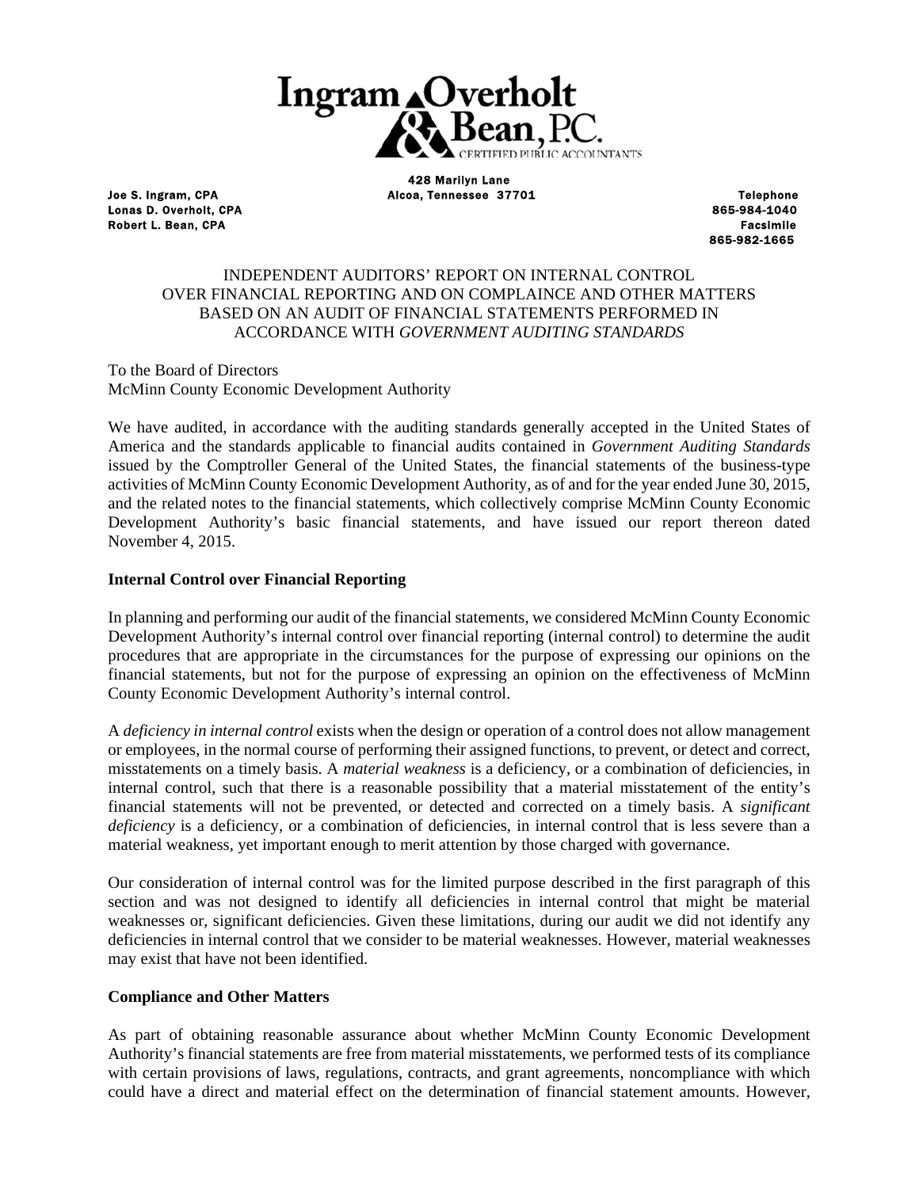# Ingram Overholt & Bean, P.C.

CERTIFIED PUBLIC ACCOUNTANTS

428 Marilyn Lane
Alcoa, Tennessee 37701

Joe S. Ingram, CPA
Lonas D. Overholt, CPA
Robert L. Bean, CPA

Telephone
865-984-1040
Facsimile
865-982-1665

## INDEPENDENT AUDITORS' REPORT ON INTERNAL CONTROL OVER FINANCIAL REPORTING AND ON COMPLAINCE AND OTHER MATTERS BASED ON AN AUDIT OF FINANCIAL STATEMENTS PERFORMED IN ACCORDANCE WITH *GOVERNMENT AUDITING STANDARDS*

To the Board of Directors
McMinn County Economic Development Authority

We have audited, in accordance with the auditing standards generally accepted in the United States of America and the standards applicable to financial audits contained in *Government Auditing Standards* issued by the Comptroller General of the United States, the financial statements of the business-type activities of McMinn County Economic Development Authority, as of and for the year ended June 30, 2015, and the related notes to the financial statements, which collectively comprise McMinn County Economic Development Authority's basic financial statements, and have issued our report thereon dated November 4, 2015.

**Internal Control over Financial Reporting**

In planning and performing our audit of the financial statements, we considered McMinn County Economic Development Authority's internal control over financial reporting (internal control) to determine the audit procedures that are appropriate in the circumstances for the purpose of expressing our opinions on the financial statements, but not for the purpose of expressing an opinion on the effectiveness of McMinn County Economic Development Authority's internal control.

A *deficiency in internal control* exists when the design or operation of a control does not allow management or employees, in the normal course of performing their assigned functions, to prevent, or detect and correct, misstatements on a timely basis. A *material weakness* is a deficiency, or a combination of deficiencies, in internal control, such that there is a reasonable possibility that a material misstatement of the entity's financial statements will not be prevented, or detected and corrected on a timely basis. A *significant deficiency* is a deficiency, or a combination of deficiencies, in internal control that is less severe than a material weakness, yet important enough to merit attention by those charged with governance.

Our consideration of internal control was for the limited purpose described in the first paragraph of this section and was not designed to identify all deficiencies in internal control that might be material weaknesses or, significant deficiencies. Given these limitations, during our audit we did not identify any deficiencies in internal control that we consider to be material weaknesses. However, material weaknesses may exist that have not been identified.

**Compliance and Other Matters**

As part of obtaining reasonable assurance about whether McMinn County Economic Development Authority's financial statements are free from material misstatements, we performed tests of its compliance with certain provisions of laws, regulations, contracts, and grant agreements, noncompliance with which could have a direct and material effect on the determination of financial statement amounts. However,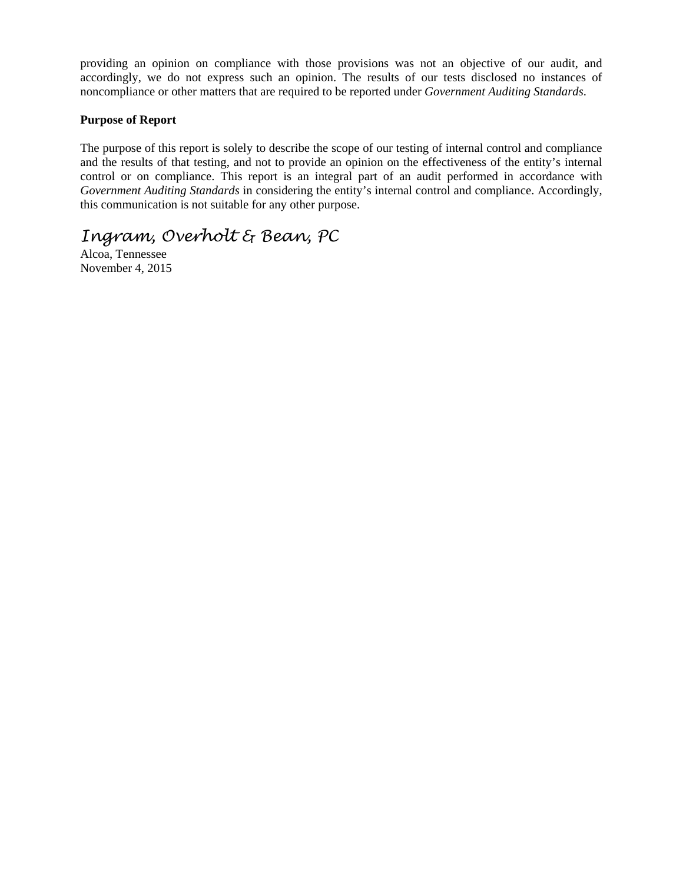providing an opinion on compliance with those provisions was not an objective of our audit, and accordingly, we do not express such an opinion. The results of our tests disclosed no instances of noncompliance or other matters that are required to be reported under *Government Auditing Standards*.

**Purpose of Report**

The purpose of this report is solely to describe the scope of our testing of internal control and compliance and the results of that testing, and not to provide an opinion on the effectiveness of the entity's internal control or on compliance. This report is an integral part of an audit performed in accordance with *Government Auditing Standards* in considering the entity's internal control and compliance. Accordingly, this communication is not suitable for any other purpose.

*Ingram, Overholt & Bean, PC*

Alcoa, Tennessee
November 4, 2015